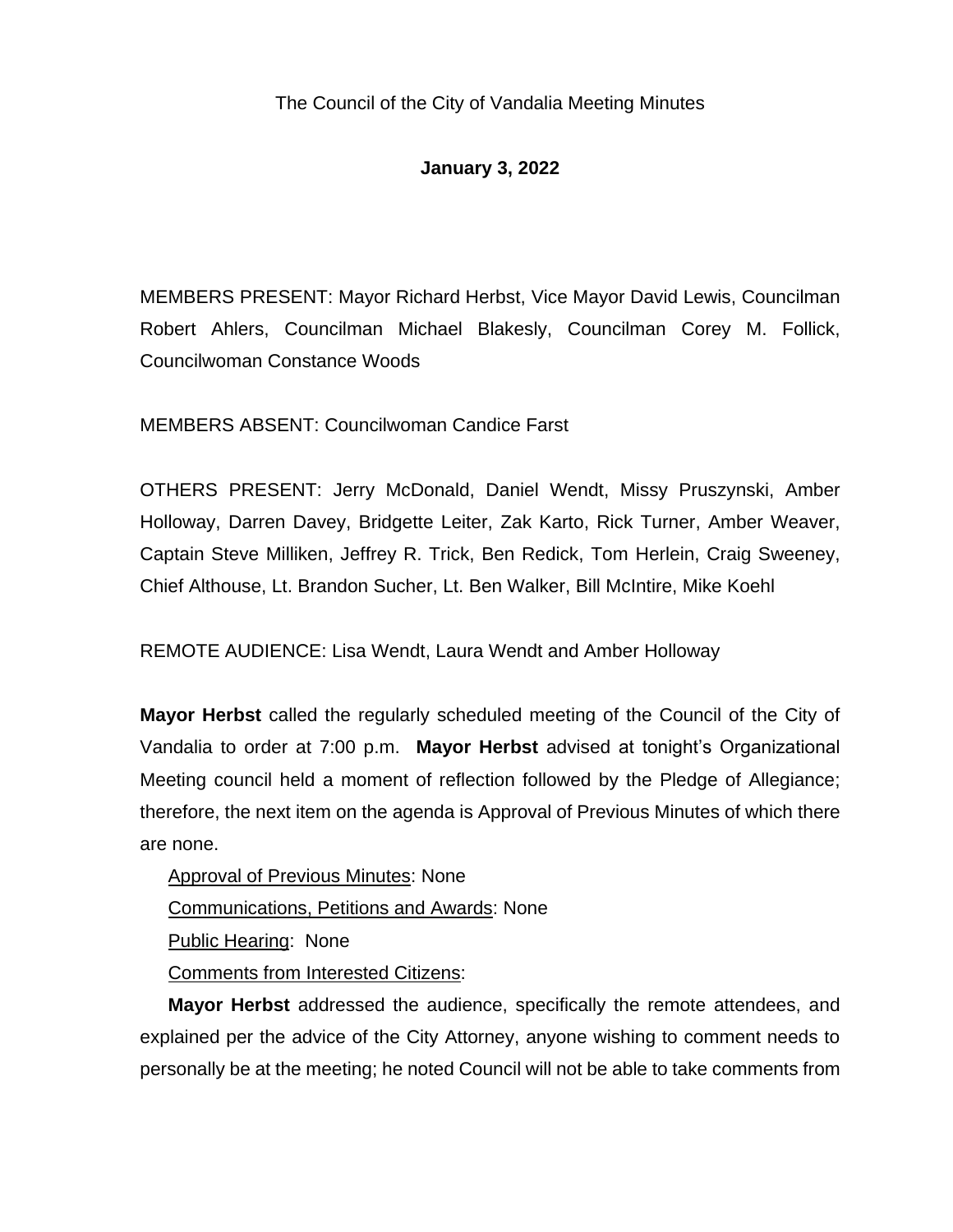The Council of the City of Vandalia Meeting Minutes

**January 3, 2022**

MEMBERS PRESENT: Mayor Richard Herbst, Vice Mayor David Lewis, Councilman Robert Ahlers, Councilman Michael Blakesly, Councilman Corey M. Follick, Councilwoman Constance Woods

MEMBERS ABSENT: Councilwoman Candice Farst

OTHERS PRESENT: Jerry McDonald, Daniel Wendt, Missy Pruszynski, Amber Holloway, Darren Davey, Bridgette Leiter, Zak Karto, Rick Turner, Amber Weaver, Captain Steve Milliken, Jeffrey R. Trick, Ben Redick, Tom Herlein, Craig Sweeney, Chief Althouse, Lt. Brandon Sucher, Lt. Ben Walker, Bill McIntire, Mike Koehl

REMOTE AUDIENCE: Lisa Wendt, Laura Wendt and Amber Holloway

**Mayor Herbst** called the regularly scheduled meeting of the Council of the City of Vandalia to order at 7:00 p.m. **Mayor Herbst** advised at tonight's Organizational Meeting council held a moment of reflection followed by the Pledge of Allegiance; therefore, the next item on the agenda is Approval of Previous Minutes of which there are none.

Approval of Previous Minutes: None

Communications, Petitions and Awards: None

Public Hearing: None

Comments from Interested Citizens:

**Mayor Herbst** addressed the audience, specifically the remote attendees, and explained per the advice of the City Attorney, anyone wishing to comment needs to personally be at the meeting; he noted Council will not be able to take comments from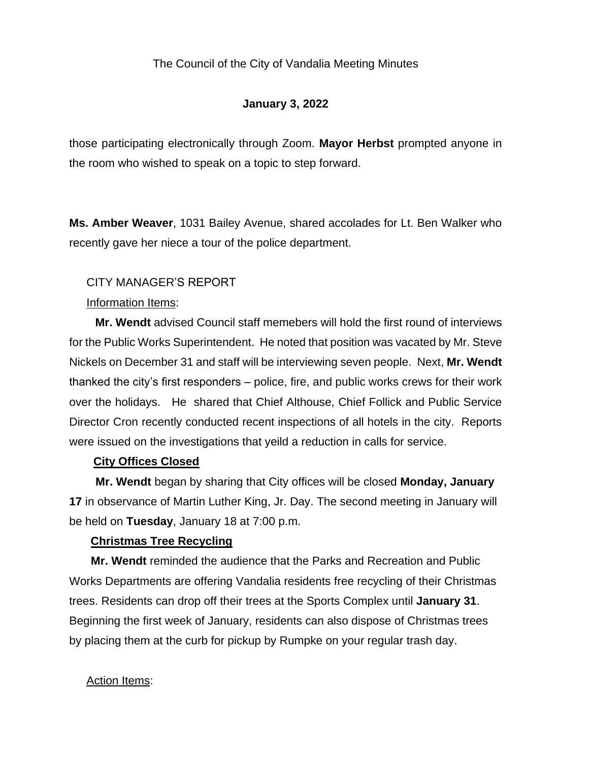The Council of the City of Vandalia Meeting Minutes

**January 3, 2022**

those participating electronically through Zoom. **Mayor Herbst** prompted anyone in the room who wished to speak on a topic to step forward.

**Ms. Amber Weaver**, 1031 Bailey Avenue, shared accolades for Lt. Ben Walker who recently gave her niece a tour of the police department.

CITY MANAGER'S REPORT

Information Items:

**Mr. Wendt** advised Council staff memebers will hold the first round of interviews for the Public Works Superintendent. He noted that position was vacated by Mr. Steve Nickels on December 31 and staff will be interviewing seven people. Next, **Mr. Wendt** thanked the city's first responders – police, fire, and public works crews for their work over the holidays. He shared that Chief Althouse, Chief Follick and Public Service Director Cron recently conducted recent inspections of all hotels in the city. Reports were issued on the investigations that yeild a reduction in calls for service.

**City Offices Closed**

**Mr. Wendt** began by sharing that City offices will be closed **Monday, January 17** in observance of Martin Luther King, Jr. Day. The second meeting in January will be held on **Tuesday**, January 18 at 7:00 p.m.

**Christmas Tree Recycling**

**Mr. Wendt** reminded the audience that the Parks and Recreation and Public Works Departments are offering Vandalia residents free recycling of their Christmas trees. Residents can drop off their trees at the Sports Complex until **January 31**. Beginning the first week of January, residents can also dispose of Christmas trees by placing them at the curb for pickup by Rumpke on your regular trash day.

Action Items: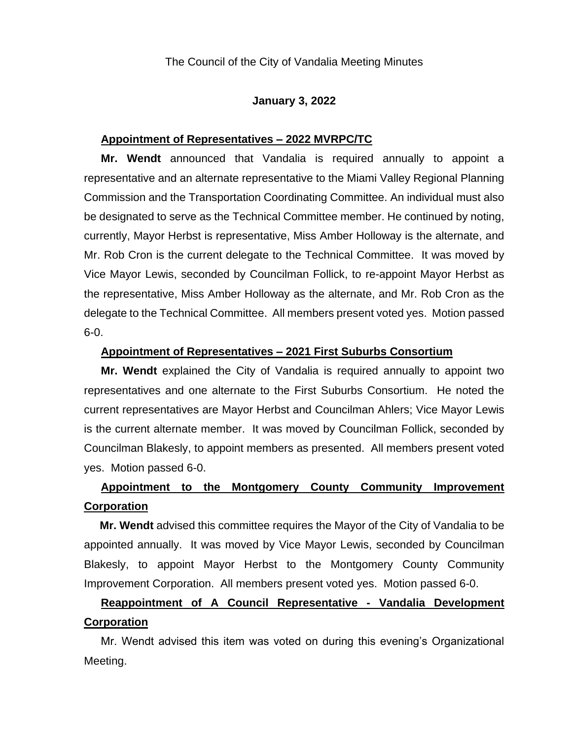The Council of the City of Vandalia Meeting Minutes

**January 3, 2022**

**Appointment of Representatives – 2022 MVRPC/TC**

**Mr. Wendt** announced that Vandalia is required annually to appoint a representative and an alternate representative to the Miami Valley Regional Planning Commission and the Transportation Coordinating Committee. An individual must also be designated to serve as the Technical Committee member. He continued by noting, currently, Mayor Herbst is representative, Miss Amber Holloway is the alternate, and Mr. Rob Cron is the current delegate to the Technical Committee. It was moved by Vice Mayor Lewis, seconded by Councilman Follick, to re-appoint Mayor Herbst as the representative, Miss Amber Holloway as the alternate, and Mr. Rob Cron as the delegate to the Technical Committee. All members present voted yes. Motion passed 6-0.

**Appointment of Representatives – 2021 First Suburbs Consortium**

**Mr. Wendt** explained the City of Vandalia is required annually to appoint two representatives and one alternate to the First Suburbs Consortium. He noted the current representatives are Mayor Herbst and Councilman Ahlers; Vice Mayor Lewis is the current alternate member. It was moved by Councilman Follick, seconded by Councilman Blakesly, to appoint members as presented. All members present voted yes. Motion passed 6-0.

**Appointment to the Montgomery County Community Improvement Corporation**

**Mr. Wendt** advised this committee requires the Mayor of the City of Vandalia to be appointed annually. It was moved by Vice Mayor Lewis, seconded by Councilman Blakesly, to appoint Mayor Herbst to the Montgomery County Community Improvement Corporation. All members present voted yes. Motion passed 6-0.

**Reappointment of A Council Representative - Vandalia Development Corporation**

Mr. Wendt advised this item was voted on during this evening's Organizational Meeting.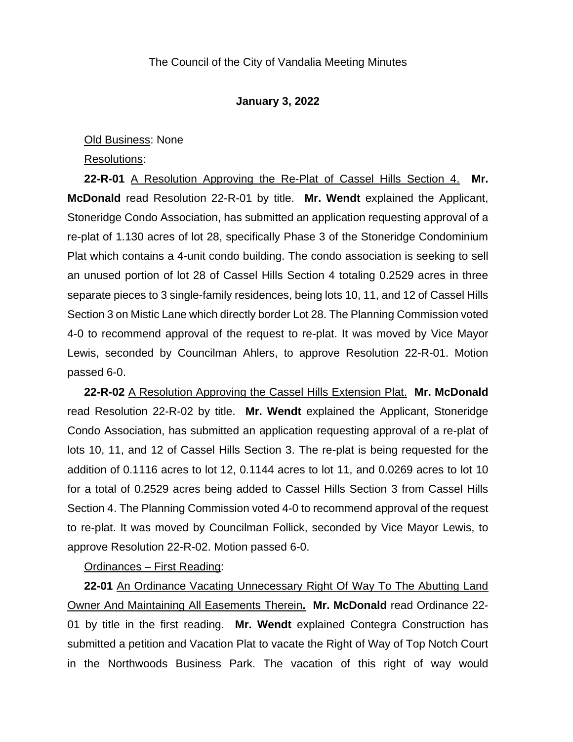The Council of the City of Vandalia Meeting Minutes

**January 3, 2022**

Old Business: None

Resolutions:

**22-R-01** A Resolution Approving the Re-Plat of Cassel Hills Section 4. **Mr. McDonald** read Resolution 22-R-01 by title. **Mr. Wendt** explained the Applicant, Stoneridge Condo Association, has submitted an application requesting approval of a re-plat of 1.130 acres of lot 28, specifically Phase 3 of the Stoneridge Condominium Plat which contains a 4-unit condo building. The condo association is seeking to sell an unused portion of lot 28 of Cassel Hills Section 4 totaling 0.2529 acres in three separate pieces to 3 single-family residences, being lots 10, 11, and 12 of Cassel Hills Section 3 on Mistic Lane which directly border Lot 28. The Planning Commission voted 4-0 to recommend approval of the request to re-plat. It was moved by Vice Mayor Lewis, seconded by Councilman Ahlers, to approve Resolution 22-R-01. Motion passed 6-0.

**22-R-02** A Resolution Approving the Cassel Hills Extension Plat. **Mr. McDonald** read Resolution 22-R-02 by title. **Mr. Wendt** explained the Applicant, Stoneridge Condo Association, has submitted an application requesting approval of a re-plat of lots 10, 11, and 12 of Cassel Hills Section 3. The re-plat is being requested for the addition of 0.1116 acres to lot 12, 0.1144 acres to lot 11, and 0.0269 acres to lot 10 for a total of 0.2529 acres being added to Cassel Hills Section 3 from Cassel Hills Section 4. The Planning Commission voted 4-0 to recommend approval of the request to re-plat. It was moved by Councilman Follick, seconded by Vice Mayor Lewis, to approve Resolution 22-R-02. Motion passed 6-0.

Ordinances – First Reading:

**22-01** An Ordinance Vacating Unnecessary Right Of Way To The Abutting Land Owner And Maintaining All Easements Therein**.** **Mr. McDonald** read Ordinance 22-01 by title in the first reading. **Mr. Wendt** explained Contegra Construction has submitted a petition and Vacation Plat to vacate the Right of Way of Top Notch Court in the Northwoods Business Park. The vacation of this right of way would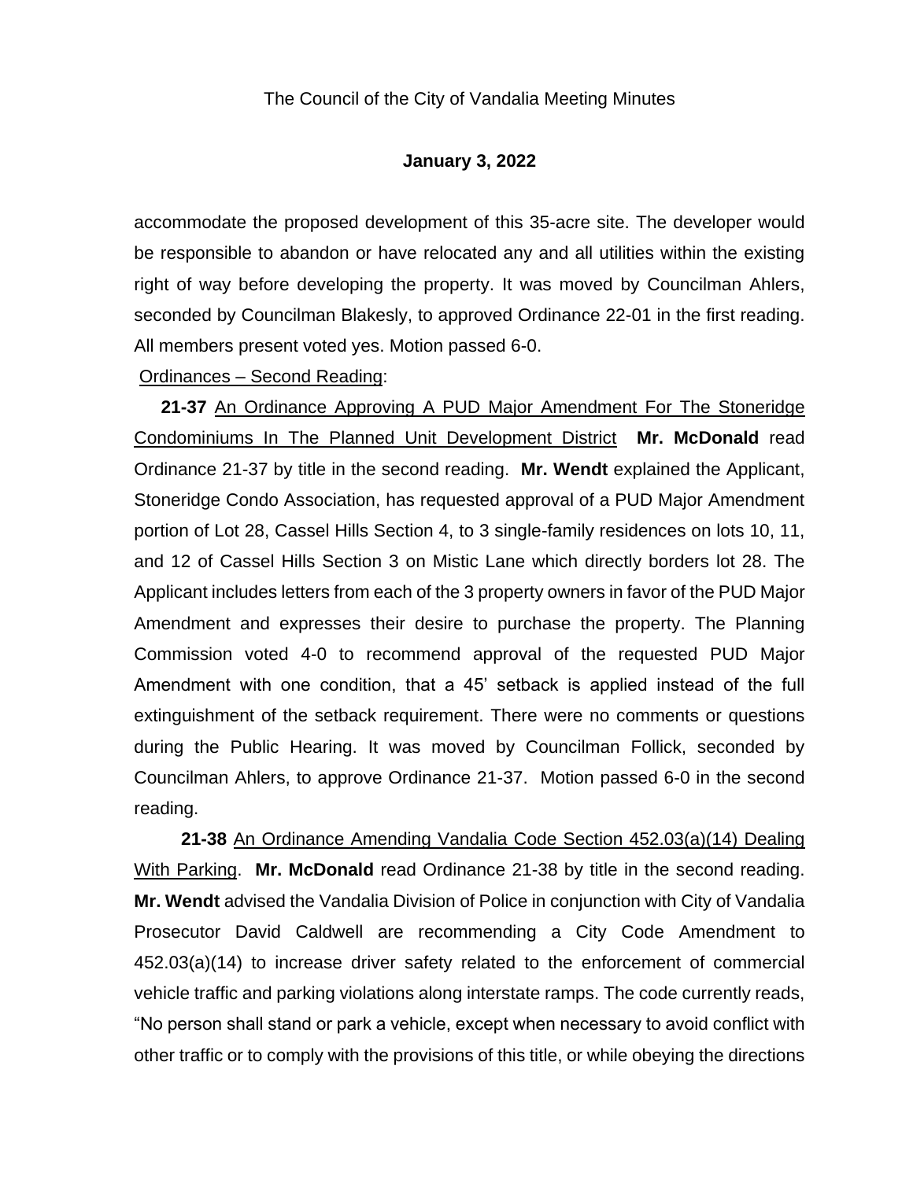accommodate the proposed development of this 35-acre site. The developer would be responsible to abandon or have relocated any and all utilities within the existing right of way before developing the property. It was moved by Councilman Ahlers, seconded by Councilman Blakesly, to approved Ordinance 22-01 in the first reading. All members present voted yes. Motion passed 6-0.

Ordinances – Second Reading:

**21-37** An Ordinance Approving A PUD Major Amendment For The Stoneridge Condominiums In The Planned Unit Development District **Mr. McDonald** read Ordinance 21-37 by title in the second reading. **Mr. Wendt** explained the Applicant, Stoneridge Condo Association, has requested approval of a PUD Major Amendment portion of Lot 28, Cassel Hills Section 4, to 3 single-family residences on lots 10, 11, and 12 of Cassel Hills Section 3 on Mistic Lane which directly borders lot 28. The Applicant includes letters from each of the 3 property owners in favor of the PUD Major Amendment and expresses their desire to purchase the property. The Planning Commission voted 4-0 to recommend approval of the requested PUD Major Amendment with one condition, that a 45' setback is applied instead of the full extinguishment of the setback requirement. There were no comments or questions during the Public Hearing. It was moved by Councilman Follick, seconded by Councilman Ahlers, to approve Ordinance 21-37. Motion passed 6-0 in the second reading.

**21-38** An Ordinance Amending Vandalia Code Section 452.03(a)(14) Dealing With Parking. **Mr. McDonald** read Ordinance 21-38 by title in the second reading. **Mr. Wendt** advised the Vandalia Division of Police in conjunction with City of Vandalia Prosecutor David Caldwell are recommending a City Code Amendment to 452.03(a)(14) to increase driver safety related to the enforcement of commercial vehicle traffic and parking violations along interstate ramps. The code currently reads, "No person shall stand or park a vehicle, except when necessary to avoid conflict with other traffic or to comply with the provisions of this title, or while obeying the directions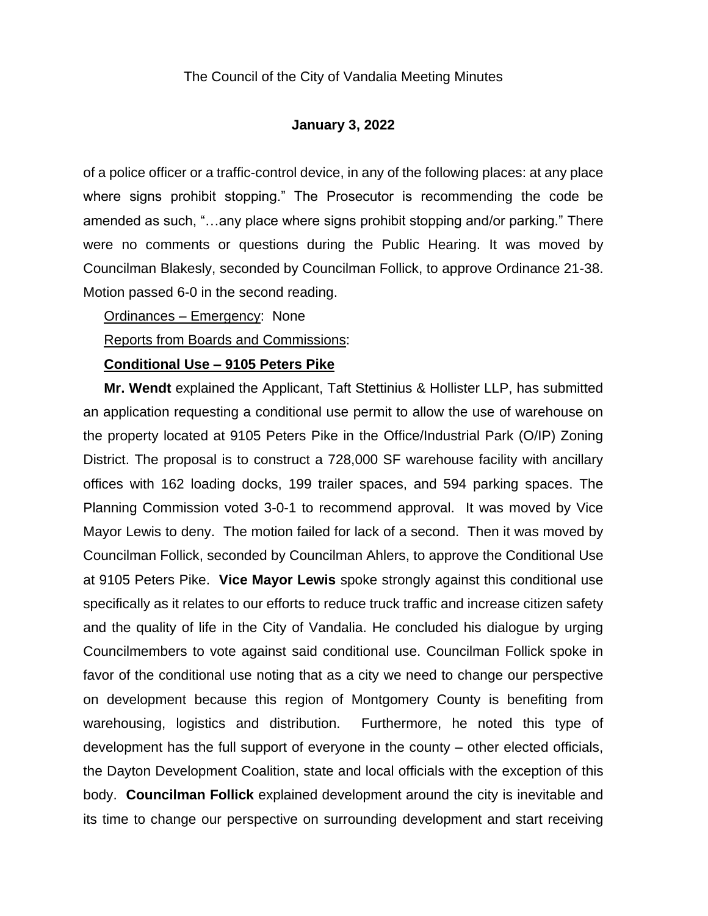of a police officer or a traffic-control device, in any of the following places: at any place where signs prohibit stopping." The Prosecutor is recommending the code be amended as such, "…any place where signs prohibit stopping and/or parking." There were no comments or questions during the Public Hearing. It was moved by Councilman Blakesly, seconded by Councilman Follick, to approve Ordinance 21-38. Motion passed 6-0 in the second reading.

Ordinances – Emergency: None

Reports from Boards and Commissions:

**Conditional Use – 9105 Peters Pike**

**Mr. Wendt** explained the Applicant, Taft Stettinius & Hollister LLP, has submitted an application requesting a conditional use permit to allow the use of warehouse on the property located at 9105 Peters Pike in the Office/Industrial Park (O/IP) Zoning District. The proposal is to construct a 728,000 SF warehouse facility with ancillary offices with 162 loading docks, 199 trailer spaces, and 594 parking spaces. The Planning Commission voted 3-0-1 to recommend approval. It was moved by Vice Mayor Lewis to deny. The motion failed for lack of a second. Then it was moved by Councilman Follick, seconded by Councilman Ahlers, to approve the Conditional Use at 9105 Peters Pike. **Vice Mayor Lewis** spoke strongly against this conditional use specifically as it relates to our efforts to reduce truck traffic and increase citizen safety and the quality of life in the City of Vandalia. He concluded his dialogue by urging Councilmembers to vote against said conditional use. Councilman Follick spoke in favor of the conditional use noting that as a city we need to change our perspective on development because this region of Montgomery County is benefiting from warehousing, logistics and distribution. Furthermore, he noted this type of development has the full support of everyone in the county – other elected officials, the Dayton Development Coalition, state and local officials with the exception of this body. **Councilman Follick** explained development around the city is inevitable and its time to change our perspective on surrounding development and start receiving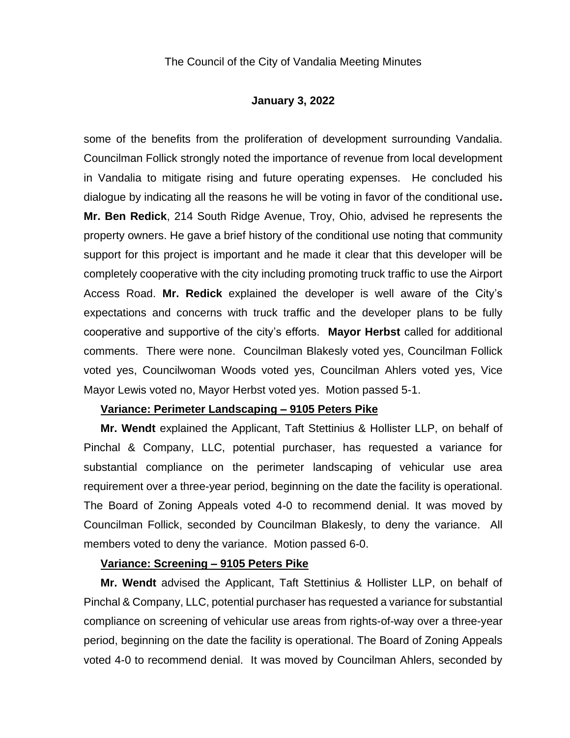some of the benefits from the proliferation of development surrounding Vandalia. Councilman Follick strongly noted the importance of revenue from local development in Vandalia to mitigate rising and future operating expenses. He concluded his dialogue by indicating all the reasons he will be voting in favor of the conditional use**.** **Mr. Ben Redick**, 214 South Ridge Avenue, Troy, Ohio, advised he represents the property owners. He gave a brief history of the conditional use noting that community support for this project is important and he made it clear that this developer will be completely cooperative with the city including promoting truck traffic to use the Airport Access Road. **Mr. Redick** explained the developer is well aware of the City's expectations and concerns with truck traffic and the developer plans to be fully cooperative and supportive of the city's efforts. **Mayor Herbst** called for additional comments. There were none. Councilman Blakesly voted yes, Councilman Follick voted yes, Councilwoman Woods voted yes, Councilman Ahlers voted yes, Vice Mayor Lewis voted no, Mayor Herbst voted yes. Motion passed 5-1.

**Variance: Perimeter Landscaping – 9105 Peters Pike**

**Mr. Wendt** explained the Applicant, Taft Stettinius & Hollister LLP, on behalf of Pinchal & Company, LLC, potential purchaser, has requested a variance for substantial compliance on the perimeter landscaping of vehicular use area requirement over a three-year period, beginning on the date the facility is operational. The Board of Zoning Appeals voted 4-0 to recommend denial. It was moved by Councilman Follick, seconded by Councilman Blakesly, to deny the variance. All members voted to deny the variance. Motion passed 6-0.

**Variance: Screening – 9105 Peters Pike**

**Mr. Wendt** advised the Applicant, Taft Stettinius & Hollister LLP, on behalf of Pinchal & Company, LLC, potential purchaser has requested a variance for substantial compliance on screening of vehicular use areas from rights-of-way over a three-year period, beginning on the date the facility is operational. The Board of Zoning Appeals voted 4-0 to recommend denial. It was moved by Councilman Ahlers, seconded by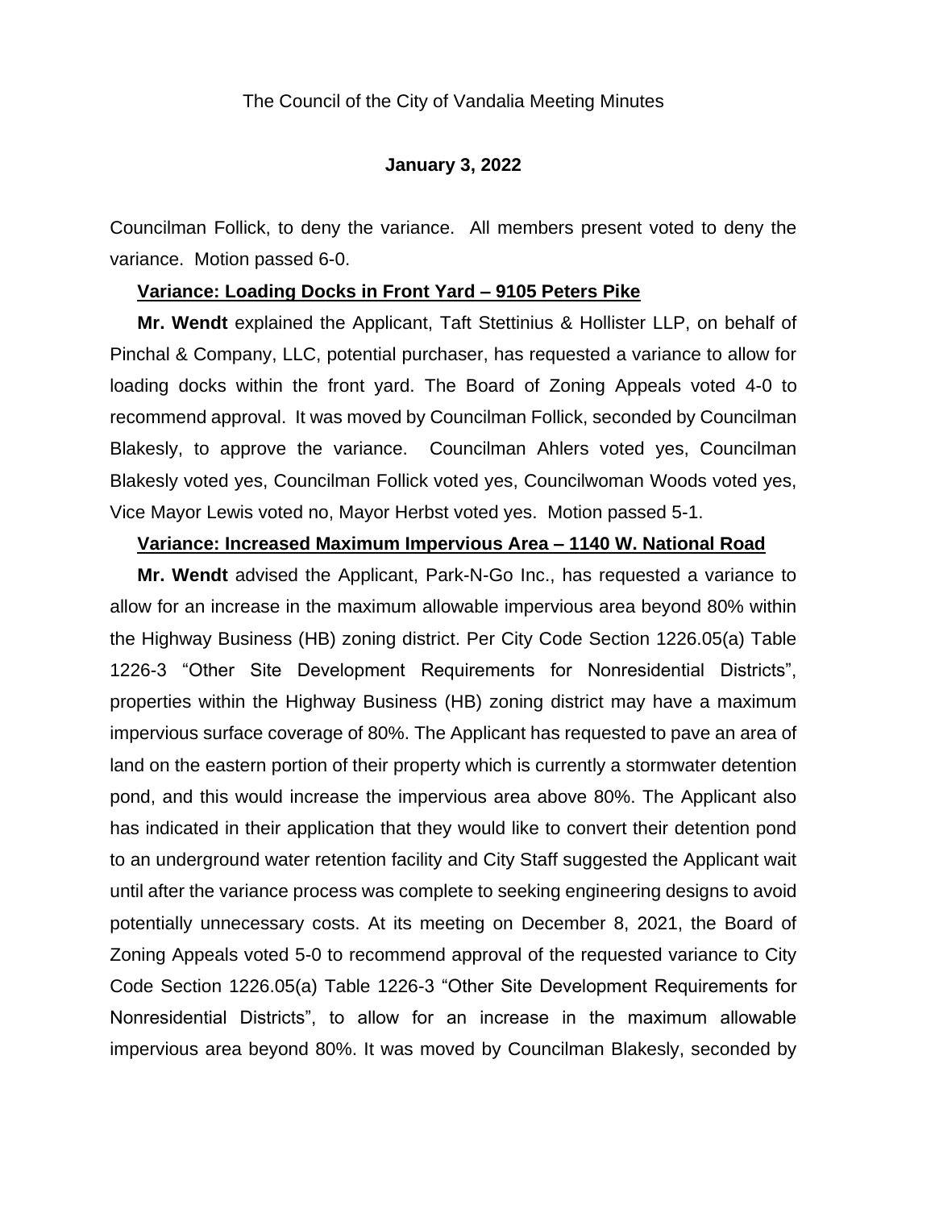Councilman Follick, to deny the variance. All members present voted to deny the variance. Motion passed 6-0.

**Variance: Loading Docks in Front Yard – 9105 Peters Pike**

**Mr. Wendt** explained the Applicant, Taft Stettinius & Hollister LLP, on behalf of Pinchal & Company, LLC, potential purchaser, has requested a variance to allow for loading docks within the front yard. The Board of Zoning Appeals voted 4-0 to recommend approval. It was moved by Councilman Follick, seconded by Councilman Blakesly, to approve the variance. Councilman Ahlers voted yes, Councilman Blakesly voted yes, Councilman Follick voted yes, Councilwoman Woods voted yes, Vice Mayor Lewis voted no, Mayor Herbst voted yes. Motion passed 5-1.

**Variance: Increased Maximum Impervious Area – 1140 W. National Road**

**Mr. Wendt** advised the Applicant, Park-N-Go Inc., has requested a variance to allow for an increase in the maximum allowable impervious area beyond 80% within the Highway Business (HB) zoning district. Per City Code Section 1226.05(a) Table 1226-3 "Other Site Development Requirements for Nonresidential Districts", properties within the Highway Business (HB) zoning district may have a maximum impervious surface coverage of 80%. The Applicant has requested to pave an area of land on the eastern portion of their property which is currently a stormwater detention pond, and this would increase the impervious area above 80%. The Applicant also has indicated in their application that they would like to convert their detention pond to an underground water retention facility and City Staff suggested the Applicant wait until after the variance process was complete to seeking engineering designs to avoid potentially unnecessary costs. At its meeting on December 8, 2021, the Board of Zoning Appeals voted 5-0 to recommend approval of the requested variance to City Code Section 1226.05(a) Table 1226-3 "Other Site Development Requirements for Nonresidential Districts", to allow for an increase in the maximum allowable impervious area beyond 80%. It was moved by Councilman Blakesly, seconded by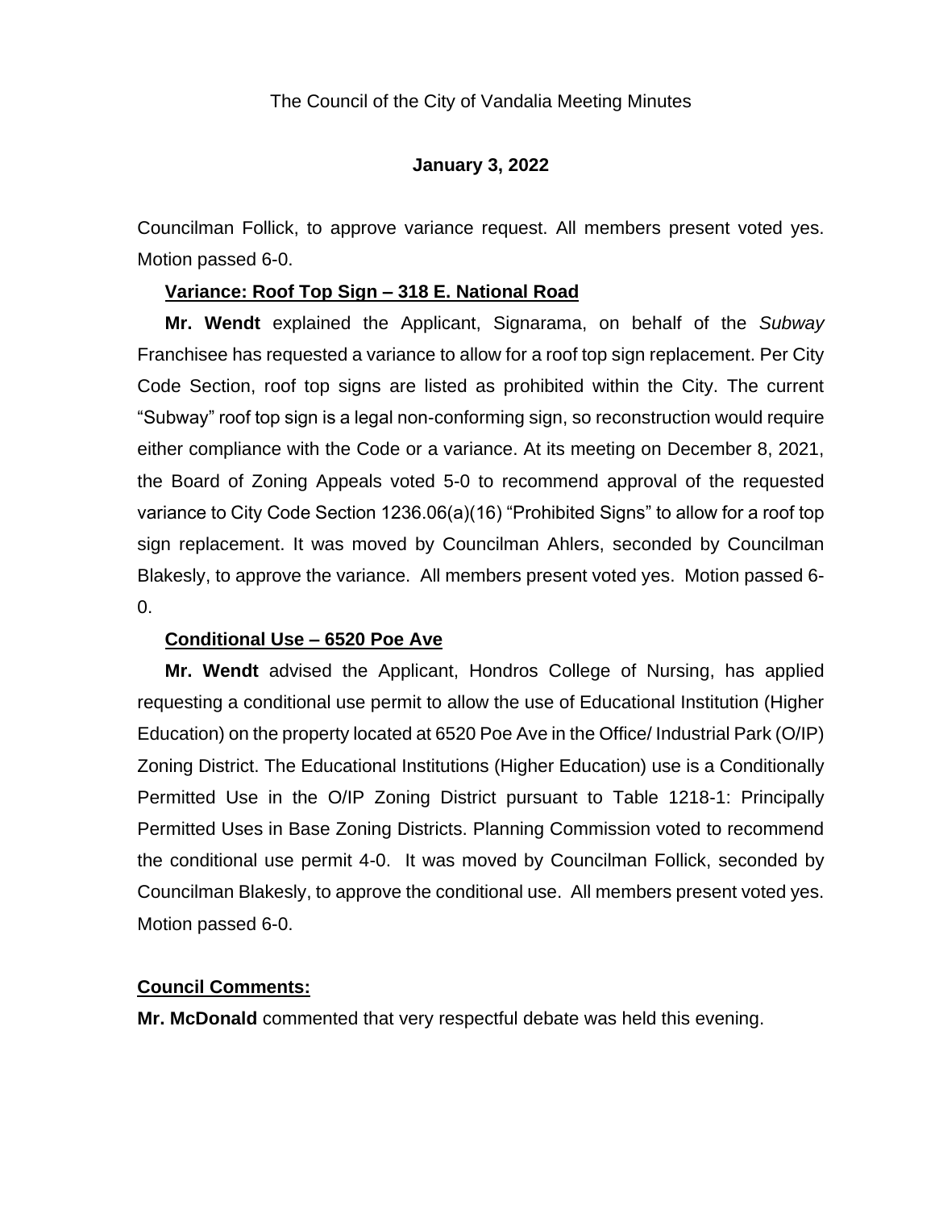Councilman Follick, to approve variance request. All members present voted yes. Motion passed 6-0.

**Variance: Roof Top Sign – 318 E. National Road**

**Mr. Wendt** explained the Applicant, Signarama, on behalf of the *Subway* Franchisee has requested a variance to allow for a roof top sign replacement. Per City Code Section, roof top signs are listed as prohibited within the City. The current "Subway" roof top sign is a legal non-conforming sign, so reconstruction would require either compliance with the Code or a variance. At its meeting on December 8, 2021, the Board of Zoning Appeals voted 5-0 to recommend approval of the requested variance to City Code Section 1236.06(a)(16) "Prohibited Signs" to allow for a roof top sign replacement. It was moved by Councilman Ahlers, seconded by Councilman Blakesly, to approve the variance. All members present voted yes. Motion passed 6-0.

**Conditional Use – 6520 Poe Ave**

**Mr. Wendt** advised the Applicant, Hondros College of Nursing, has applied requesting a conditional use permit to allow the use of Educational Institution (Higher Education) on the property located at 6520 Poe Ave in the Office/ Industrial Park (O/IP) Zoning District. The Educational Institutions (Higher Education) use is a Conditionally Permitted Use in the O/IP Zoning District pursuant to Table 1218-1: Principally Permitted Uses in Base Zoning Districts. Planning Commission voted to recommend the conditional use permit 4-0. It was moved by Councilman Follick, seconded by Councilman Blakesly, to approve the conditional use. All members present voted yes. Motion passed 6-0.

**Council Comments:**

**Mr. McDonald** commented that very respectful debate was held this evening.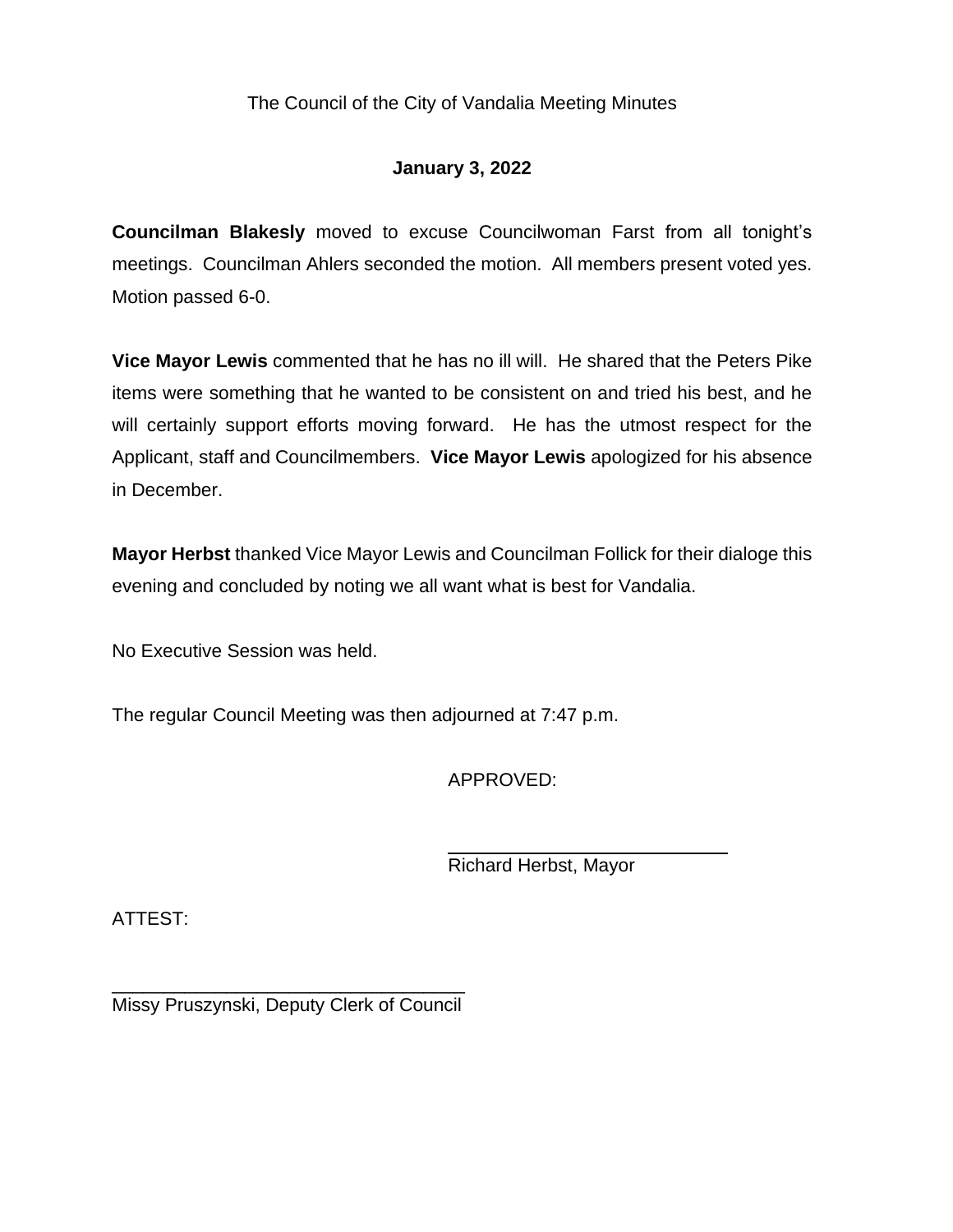The Council of the City of Vandalia Meeting Minutes

**January 3, 2022**

**Councilman Blakesly** moved to excuse Councilwoman Farst from all tonight's meetings. Councilman Ahlers seconded the motion. All members present voted yes. Motion passed 6-0.

**Vice Mayor Lewis** commented that he has no ill will. He shared that the Peters Pike items were something that he wanted to be consistent on and tried his best, and he will certainly support efforts moving forward. He has the utmost respect for the Applicant, staff and Councilmembers. **Vice Mayor Lewis** apologized for his absence in December.

**Mayor Herbst** thanked Vice Mayor Lewis and Councilman Follick for their dialoge this evening and concluded by noting we all want what is best for Vandalia.

No Executive Session was held.

The regular Council Meeting was then adjourned at 7:47 p.m.

APPROVED:

\_\_\_\_\_\_\_\_\_\_\_\_\_\_\_\_\_\_\_\_\_\_\_\_\_\_\_\_
Richard Herbst, Mayor

ATTEST:

\_\_\_\_\_\_\_\_\_\_\_\_\_\_\_\_\_\_\_\_\_\_\_\_\_\_\_\_\_\_\_\_\_\_
Missy Pruszynski, Deputy Clerk of Council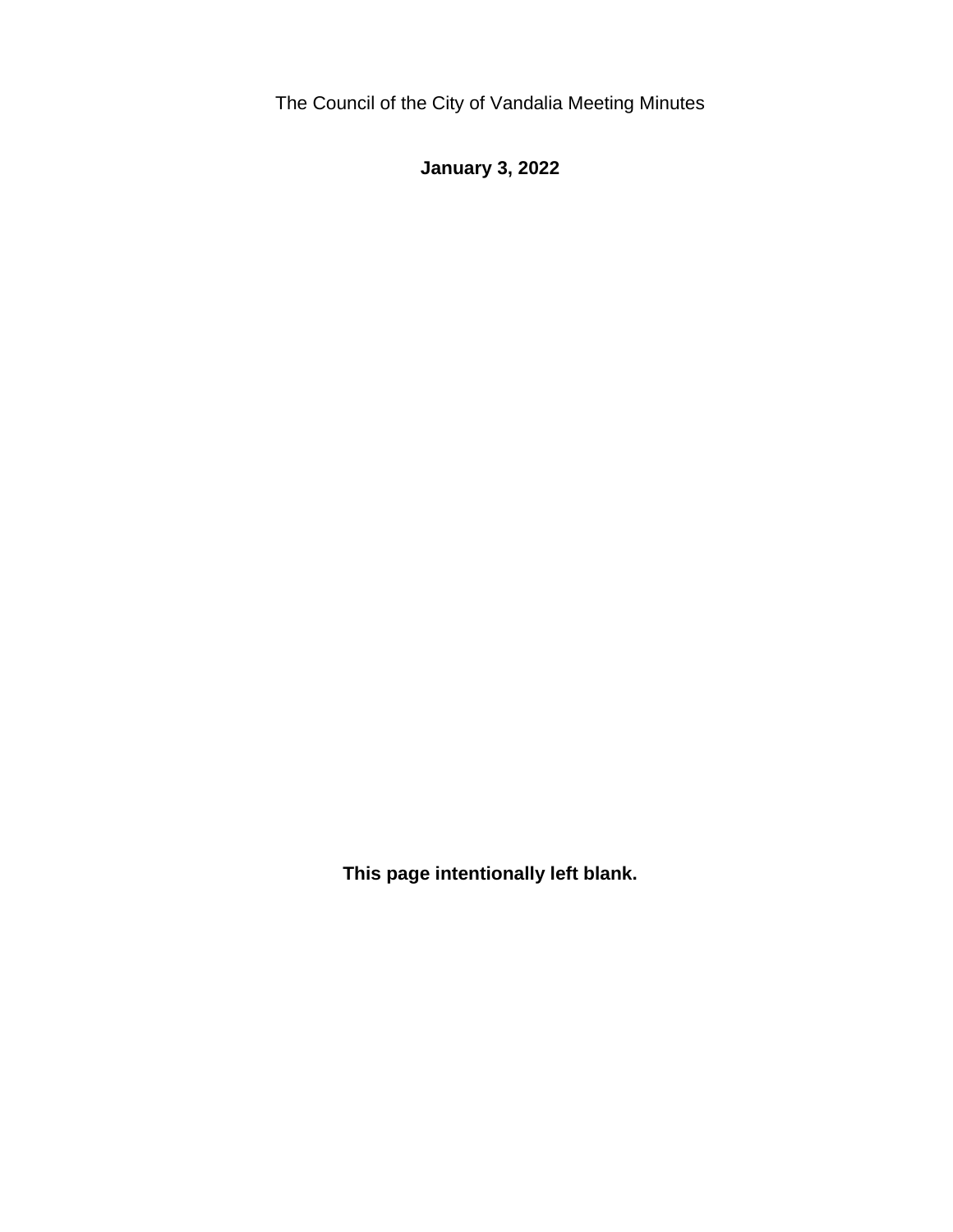The Council of the City of Vandalia Meeting Minutes

**January 3, 2022**

**This page intentionally left blank.**